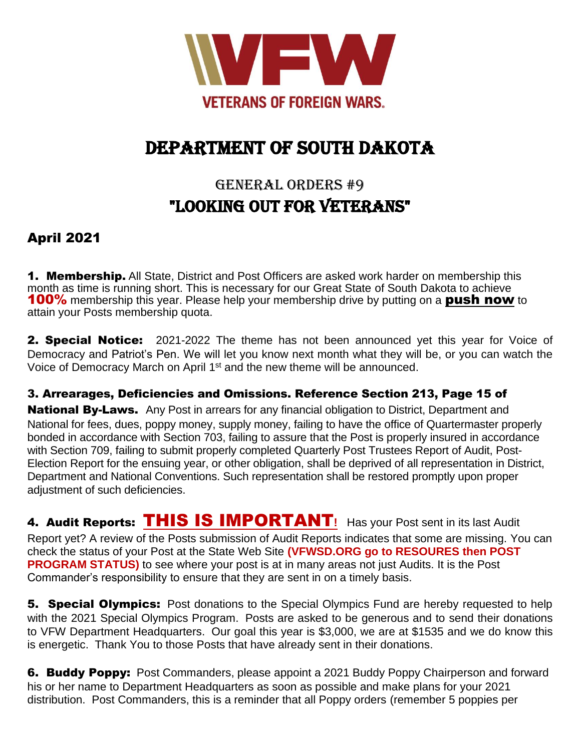VETERANS OF FOREIGN WARS.

# DEPARTMENT OF SOUTH DAKOTA

## GENERAL ORDERS #9

## "LOOKING OUT FOR VETERANS"

### April 2021

**1. Membership.** All State, District and Post Officers are asked work harder on membership this month as time is running short. This is necessary for our Great State of South Dakota to achieve **100%** membership this year. Please help your membership drive by putting on a **push now** to attain your Posts membership quota.

**2. Special Notice:** 2021-2022 The theme has not been announced yet this year for Voice of Democracy and Patriot's Pen. We will let you know next month what they will be, or you can watch the Voice of Democracy March on April 1st and the new theme will be announced.

**3. Arrearages, Deficiencies and Omissions. Reference Section 213, Page 15 of National By-Laws.** Any Post in arrears for any financial obligation to District, Department and National for fees, dues, poppy money, supply money, failing to have the office of Quartermaster properly bonded in accordance with Section 703, failing to assure that the Post is properly insured in accordance with Section 709, failing to submit properly completed Quarterly Post Trustees Report of Audit, Post-Election Report for the ensuing year, or other obligation, shall be deprived of all representation in District, Department and National Conventions. Such representation shall be restored promptly upon proper adjustment of such deficiencies.

**4. Audit Reports: THIS IS IMPORTANT!** Has your Post sent in its last Audit Report yet? A review of the Posts submission of Audit Reports indicates that some are missing. You can check the status of your Post at the State Web Site **(VFWSD.ORG go to RESOURES then POST PROGRAM STATUS)** to see where your post is at in many areas not just Audits. It is the Post Commander's responsibility to ensure that they are sent in on a timely basis.

**5. Special Olympics:** Post donations to the Special Olympics Fund are hereby requested to help with the 2021 Special Olympics Program. Posts are asked to be generous and to send their donations to VFW Department Headquarters. Our goal this year is $3,000, we are at $1535 and we do know this is energetic. Thank You to those Posts that have already sent in their donations.

**6. Buddy Poppy:** Post Commanders, please appoint a 2021 Buddy Poppy Chairperson and forward his or her name to Department Headquarters as soon as possible and make plans for your 2021 distribution. Post Commanders, this is a reminder that all Poppy orders (remember 5 poppies per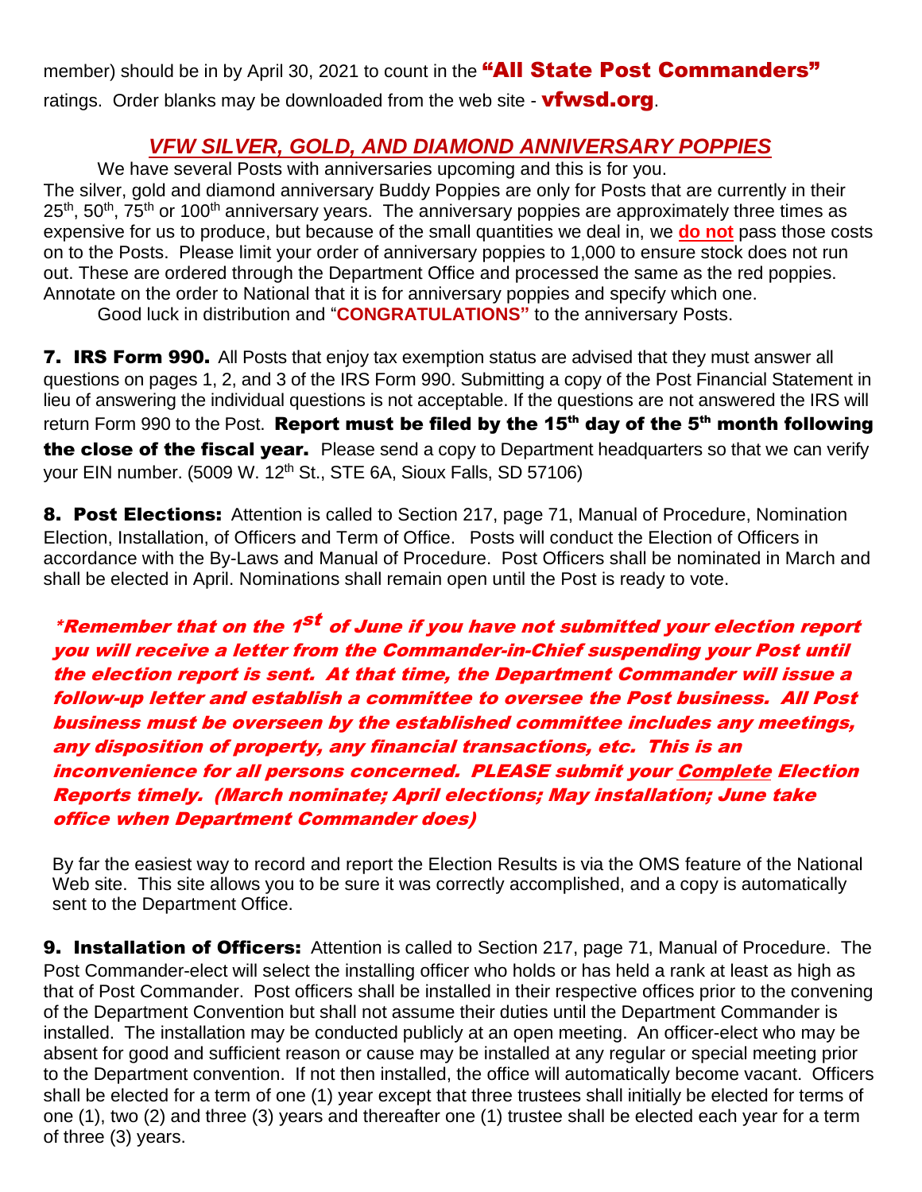member) should be in by April 30, 2021 to count in the **"All State Post Commanders"** ratings. Order blanks may be downloaded from the web site - **vfwsd.org**.

## *VFW SILVER, GOLD, AND DIAMOND ANNIVERSARY POPPIES*

We have several Posts with anniversaries upcoming and this is for you. The silver, gold and diamond anniversary Buddy Poppies are only for Posts that are currently in their 25th, 50th, 75th or 100th anniversary years. The anniversary poppies are approximately three times as expensive for us to produce, but because of the small quantities we deal in, we **do not** pass those costs on to the Posts. Please limit your order of anniversary poppies to 1,000 to ensure stock does not run out. These are ordered through the Department Office and processed the same as the red poppies. Annotate on the order to National that it is for anniversary poppies and specify which one.

Good luck in distribution and "**CONGRATULATIONS"** to the anniversary Posts.

**7. IRS Form 990.** All Posts that enjoy tax exemption status are advised that they must answer all questions on pages 1, 2, and 3 of the IRS Form 990. Submitting a copy of the Post Financial Statement in lieu of answering the individual questions is not acceptable. If the questions are not answered the IRS will return Form 990 to the Post. **Report must be filed by the 15th day of the 5th month following the close of the fiscal year.** Please send a copy to Department headquarters so that we can verify your EIN number. (5009 W. 12th St., STE 6A, Sioux Falls, SD 57106)

**8. Post Elections:** Attention is called to Section 217, page 71, Manual of Procedure, Nomination Election, Installation, of Officers and Term of Office. Posts will conduct the Election of Officers in accordance with the By-Laws and Manual of Procedure. Post Officers shall be nominated in March and shall be elected in April. Nominations shall remain open until the Post is ready to vote.

***\*Remember that on the 1st of June if you have not submitted your election report you will receive a letter from the Commander-in-Chief suspending your Post until the election report is sent. At that time, the Department Commander will issue a follow-up letter and establish a committee to oversee the Post business. All Post business must be overseen by the established committee includes any meetings, any disposition of property, any financial transactions, etc. This is an inconvenience for all persons concerned. PLEASE submit your <u>Complete</u> Election Reports timely. (March nominate; April elections; May installation; June take office when Department Commander does)***

By far the easiest way to record and report the Election Results is via the OMS feature of the National Web site. This site allows you to be sure it was correctly accomplished, and a copy is automatically sent to the Department Office.

**9. Installation of Officers:** Attention is called to Section 217, page 71, Manual of Procedure. The Post Commander-elect will select the installing officer who holds or has held a rank at least as high as that of Post Commander. Post officers shall be installed in their respective offices prior to the convening of the Department Convention but shall not assume their duties until the Department Commander is installed. The installation may be conducted publicly at an open meeting. An officer-elect who may be absent for good and sufficient reason or cause may be installed at any regular or special meeting prior to the Department convention. If not then installed, the office will automatically become vacant. Officers shall be elected for a term of one (1) year except that three trustees shall initially be elected for terms of one (1), two (2) and three (3) years and thereafter one (1) trustee shall be elected each year for a term of three (3) years.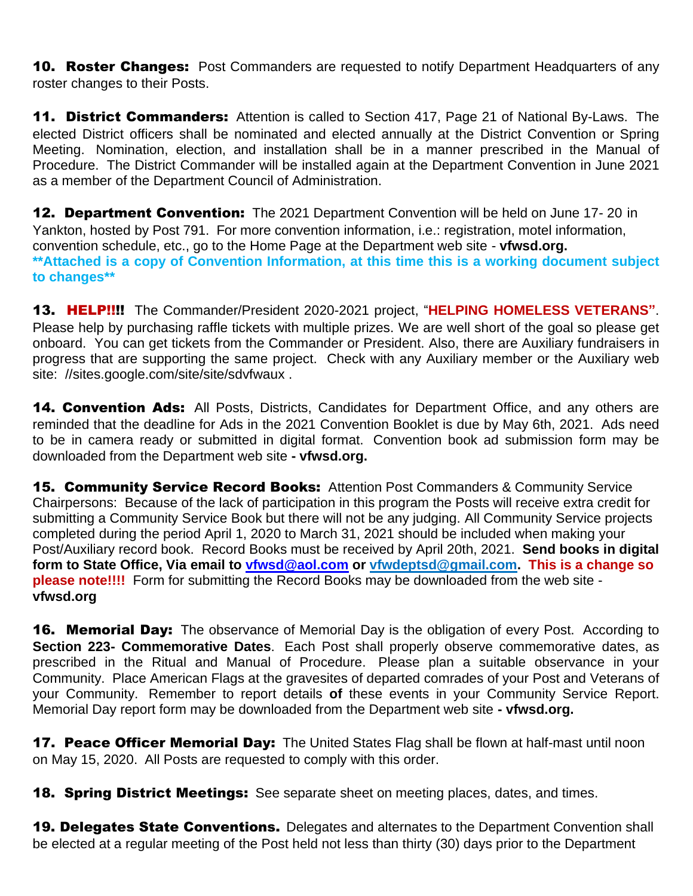**10. Roster Changes:** Post Commanders are requested to notify Department Headquarters of any roster changes to their Posts.

**11. District Commanders:** Attention is called to Section 417, Page 21 of National By-Laws. The elected District officers shall be nominated and elected annually at the District Convention or Spring Meeting. Nomination, election, and installation shall be in a manner prescribed in the Manual of Procedure. The District Commander will be installed again at the Department Convention in June 2021 as a member of the Department Council of Administration.

**12. Department Convention:** The 2021 Department Convention will be held on June 17- 20 in Yankton, hosted by Post 791. For more convention information, i.e.: registration, motel information, convention schedule, etc., go to the Home Page at the Department web site - **vfwsd.org.**
**\*\*Attached is a copy of Convention Information, at this time this is a working document subject to changes\*\***

**13. HELP!!!!** The Commander/President 2020-2021 project, "**HELPING HOMELESS VETERANS**". Please help by purchasing raffle tickets with multiple prizes. We are well short of the goal so please get onboard. You can get tickets from the Commander or President. Also, there are Auxiliary fundraisers in progress that are supporting the same project. Check with any Auxiliary member or the Auxiliary web site: //sites.google.com/site/site/sdvfwaux .

**14. Convention Ads:** All Posts, Districts, Candidates for Department Office, and any others are reminded that the deadline for Ads in the 2021 Convention Booklet is due by May 6th, 2021. Ads need to be in camera ready or submitted in digital format. Convention book ad submission form may be downloaded from the Department web site **- vfwsd.org.**

**15. Community Service Record Books:** Attention Post Commanders & Community Service Chairpersons: Because of the lack of participation in this program the Posts will receive extra credit for submitting a Community Service Book but there will not be any judging. All Community Service projects completed during the period April 1, 2020 to March 31, 2021 should be included when making your Post/Auxiliary record book. Record Books must be received by April 20th, 2021. **Send books in digital form to State Office, Via email to vfwsd@aol.com or vfwdeptsd@gmail.com. This is a change so please note!!!!** Form for submitting the Record Books may be downloaded from the web site - **vfwsd.org**

**16. Memorial Day:** The observance of Memorial Day is the obligation of every Post. According to **Section 223- Commemorative Dates**. Each Post shall properly observe commemorative dates, as prescribed in the Ritual and Manual of Procedure. Please plan a suitable observance in your Community. Place American Flags at the gravesites of departed comrades of your Post and Veterans of your Community. Remember to report details **of** these events in your Community Service Report. Memorial Day report form may be downloaded from the Department web site **- vfwsd.org.**

**17. Peace Officer Memorial Day:** The United States Flag shall be flown at half-mast until noon on May 15, 2020. All Posts are requested to comply with this order.

**18. Spring District Meetings:** See separate sheet on meeting places, dates, and times.

**19. Delegates State Conventions.** Delegates and alternates to the Department Convention shall be elected at a regular meeting of the Post held not less than thirty (30) days prior to the Department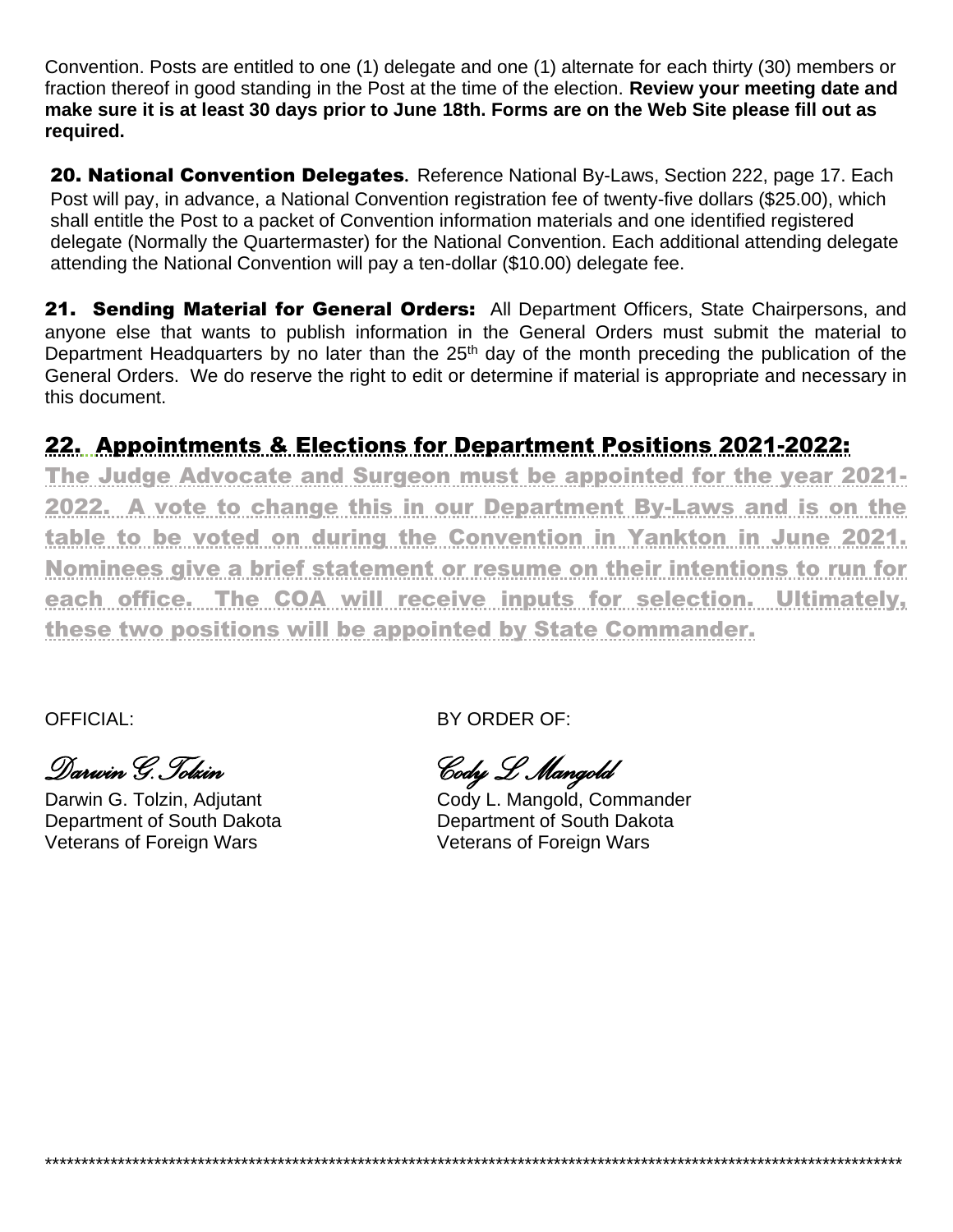Convention. Posts are entitled to one (1) delegate and one (1) alternate for each thirty (30) members or fraction thereof in good standing in the Post at the time of the election. **Review your meeting date and make sure it is at least 30 days prior to June 18th. Forms are on the Web Site please fill out as required.**

**20. National Convention Delegates.** Reference National By-Laws, Section 222, page 17. Each Post will pay, in advance, a National Convention registration fee of twenty-five dollars ($25.00), which shall entitle the Post to a packet of Convention information materials and one identified registered delegate (Normally the Quartermaster) for the National Convention. Each additional attending delegate attending the National Convention will pay a ten-dollar ($10.00) delegate fee.

**21. Sending Material for General Orders:** All Department Officers, State Chairpersons, and anyone else that wants to publish information in the General Orders must submit the material to Department Headquarters by no later than the 25th day of the month preceding the publication of the General Orders. We do reserve the right to edit or determine if material is appropriate and necessary in this document.

## 22. Appointments & Elections for Department Positions 2021-2022:

The Judge Advocate and Surgeon must be appointed for the year 2021-2022. A vote to change this in our Department By-Laws and is on the table to be voted on during the Convention in Yankton in June 2021. Nominees give a brief statement or resume on their intentions to run for each office. The COA will receive inputs for selection. Ultimately, these two positions will be appointed by State Commander.

OFFICIAL:

*Darwin G. Tolzin*

Darwin G. Tolzin, Adjutant
Department of South Dakota
Veterans of Foreign Wars

BY ORDER OF:

*Cody L. Mangold*

Cody L. Mangold, Commander
Department of South Dakota
Veterans of Foreign Wars

*****************************************************************************************************************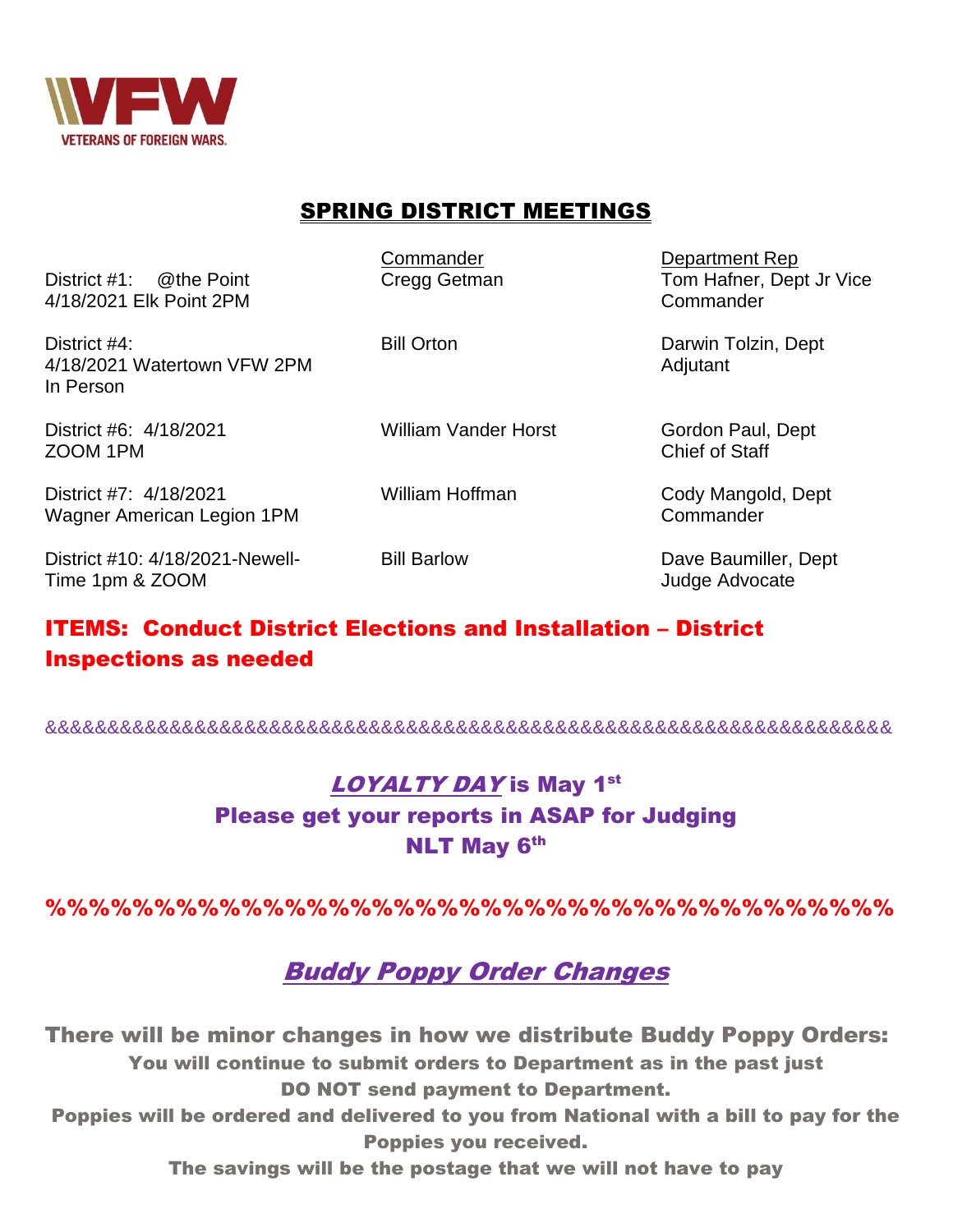VETERANS OF FOREIGN WARS.

## SPRING DISTRICT MEETINGS

| | Commander | Department Rep |
|---|---|---|
| District #1: @the Point 4/18/2021 Elk Point 2PM | Cregg Getman | Tom Hafner, Dept Jr Vice Commander |
| District #4: 4/18/2021 Watertown VFW 2PM In Person | Bill Orton | Darwin Tolzin, Dept Adjutant |
| District #6: 4/18/2021 ZOOM 1PM | William Vander Horst | Gordon Paul, Dept Chief of Staff |
| District #7: 4/18/2021 Wagner American Legion 1PM | William Hoffman | Cody Mangold, Dept Commander |
| District #10: 4/18/2021-Newell-Time 1pm & ZOOM | Bill Barlow | Dave Baumiller, Dept Judge Advocate |

**ITEMS: Conduct District Elections and Installation – District Inspections as needed**

&&&&&&&&&&&&&&&&&&&&&&&&&&&&&&&&&&&&&&&&&&&&&&&&&&&&&&&&&&&&&&&&&&&&

**LOYALTY DAY is May 1st**
**Please get your reports in ASAP for Judging**
**NLT May 6th**

%%%%%%%%%%%%%%%%%%%%%%%%%%%%%%%%%%%%%%%%%%%%

## Buddy Poppy Order Changes

**There will be minor changes in how we distribute Buddy Poppy Orders:**

**You will continue to submit orders to Department as in the past just DO NOT send payment to Department.**

**Poppies will be ordered and delivered to you from National with a bill to pay for the Poppies you received.**

**The savings will be the postage that we will not have to pay**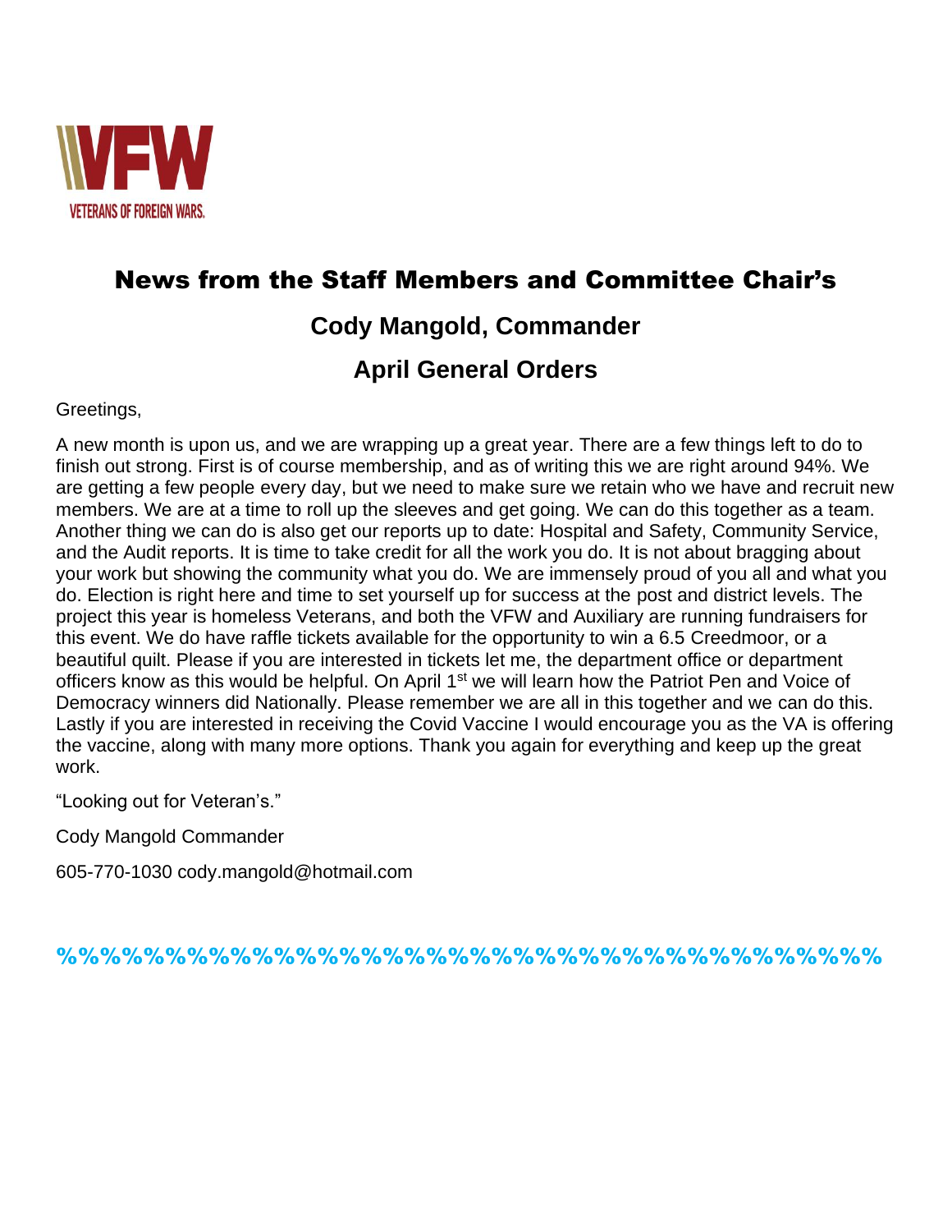# News from the Staff Members and Committee Chair's

## Cody Mangold, Commander

## April General Orders

Greetings,

A new month is upon us, and we are wrapping up a great year. There are a few things left to do to finish out strong. First is of course membership, and as of writing this we are right around 94%. We are getting a few people every day, but we need to make sure we retain who we have and recruit new members. We are at a time to roll up the sleeves and get going. We can do this together as a team. Another thing we can do is also get our reports up to date: Hospital and Safety, Community Service, and the Audit reports. It is time to take credit for all the work you do. It is not about bragging about your work but showing the community what you do. We are immensely proud of you all and what you do. Election is right here and time to set yourself up for success at the post and district levels. The project this year is homeless Veterans, and both the VFW and Auxiliary are running fundraisers for this event. We do have raffle tickets available for the opportunity to win a 6.5 Creedmoor, or a beautiful quilt. Please if you are interested in tickets let me, the department office or department officers know as this would be helpful. On April 1st we will learn how the Patriot Pen and Voice of Democracy winners did Nationally. Please remember we are all in this together and we can do this. Lastly if you are interested in receiving the Covid Vaccine I would encourage you as the VA is offering the vaccine, along with many more options. Thank you again for everything and keep up the great work.

"Looking out for Veteran's."

Cody Mangold Commander

605-770-1030 cody.mangold@hotmail.com

%%%%%%%%%%%%%%%%%%%%%%%%%%%%%%%%%%%%%%%%%%%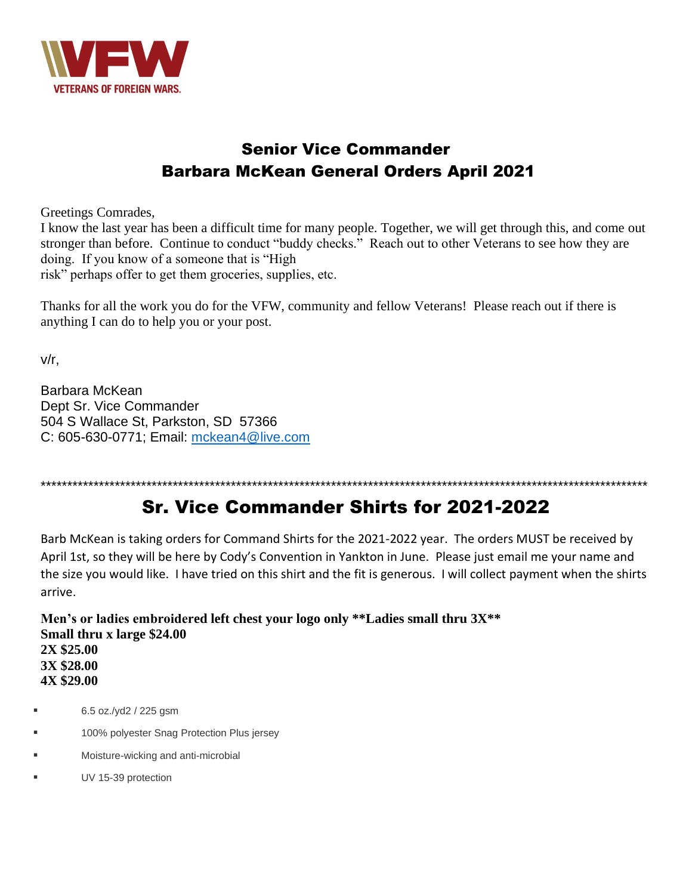VETERANS OF FOREIGN WARS.

## Senior Vice Commander
## Barbara McKean General Orders April 2021

Greetings Comrades,
I know the last year has been a difficult time for many people. Together, we will get through this, and come out stronger than before. Continue to conduct "buddy checks." Reach out to other Veterans to see how they are doing. If you know of a someone that is "High risk" perhaps offer to get them groceries, supplies, etc.

Thanks for all the work you do for the VFW, community and fellow Veterans! Please reach out if there is anything I can do to help you or your post.

v/r,

Barbara McKean
Dept Sr. Vice Commander
504 S Wallace St, Parkston, SD 57366
C: 605-630-0771; Email: mckean4@live.com

***********************************************************************************************************************

## Sr. Vice Commander Shirts for 2021-2022

Barb McKean is taking orders for Command Shirts for the 2021-2022 year. The orders MUST be received by April 1st, so they will be here by Cody's Convention in Yankton in June. Please just email me your name and the size you would like. I have tried on this shirt and the fit is generous. I will collect payment when the shirts arrive.

**Men's or ladies embroidered left chest your logo only **Ladies small thru 3X****
**Small thru x large $24.00**
**2X $25.00**
**3X $28.00**
**4X $29.00**

- 6.5 oz./yd2 / 225 gsm
- 100% polyester Snag Protection Plus jersey
- Moisture-wicking and anti-microbial
- UV 15-39 protection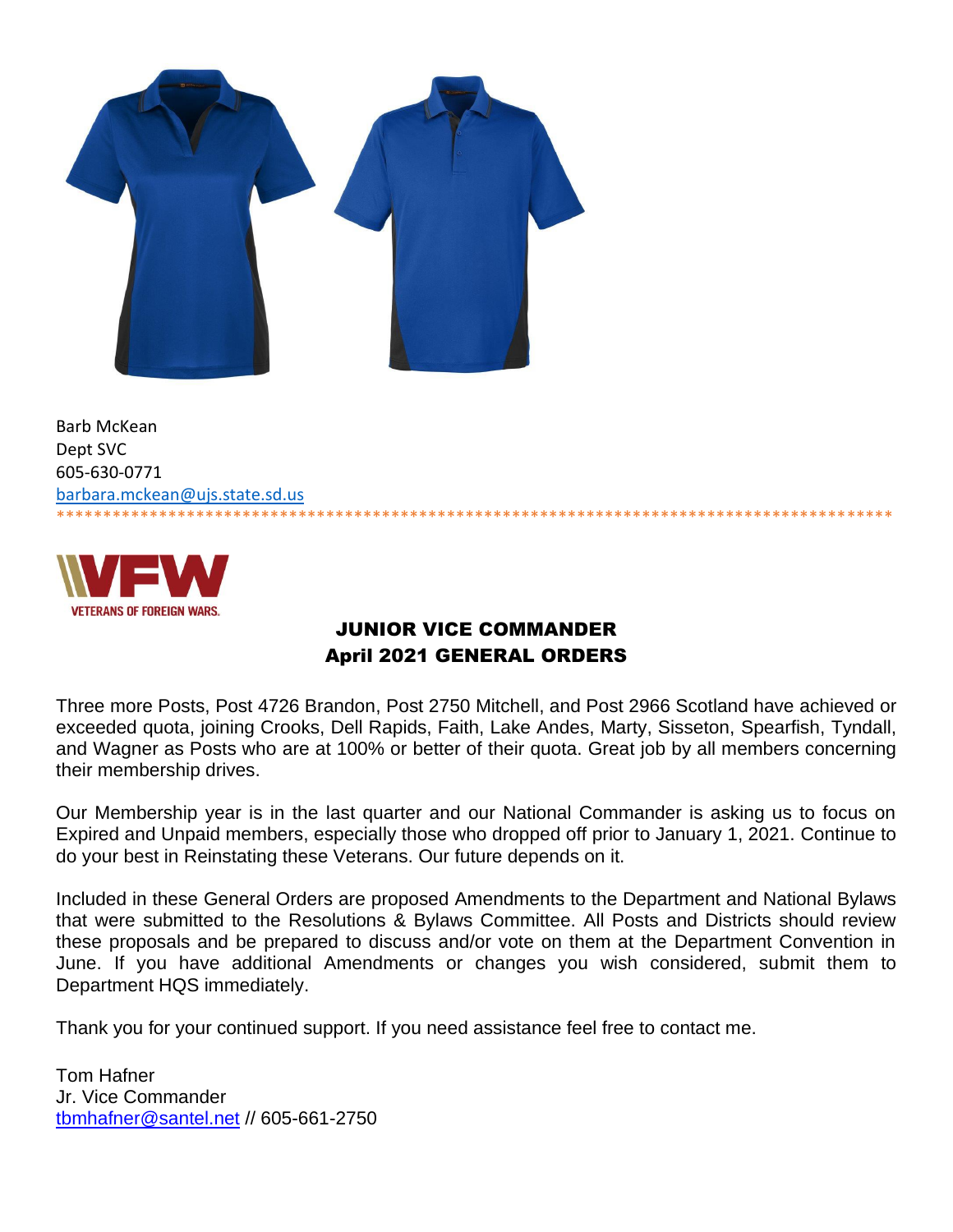Barb McKean
Dept SVC
605-630-0771
barbara.mckean@ujs.state.sd.us

*******************************************************************************************

VETERANS OF FOREIGN WARS.

## JUNIOR VICE COMMANDER
## April 2021 GENERAL ORDERS

Three more Posts, Post 4726 Brandon, Post 2750 Mitchell, and Post 2966 Scotland have achieved or exceeded quota, joining Crooks, Dell Rapids, Faith, Lake Andes, Marty, Sisseton, Spearfish, Tyndall, and Wagner as Posts who are at 100% or better of their quota. Great job by all members concerning their membership drives.

Our Membership year is in the last quarter and our National Commander is asking us to focus on Expired and Unpaid members, especially those who dropped off prior to January 1, 2021. Continue to do your best in Reinstating these Veterans. Our future depends on it.

Included in these General Orders are proposed Amendments to the Department and National Bylaws that were submitted to the Resolutions & Bylaws Committee. All Posts and Districts should review these proposals and be prepared to discuss and/or vote on them at the Department Convention in June. If you have additional Amendments or changes you wish considered, submit them to Department HQS immediately.

Thank you for your continued support. If you need assistance feel free to contact me.

Tom Hafner
Jr. Vice Commander
tbmhafner@santel.net // 605-661-2750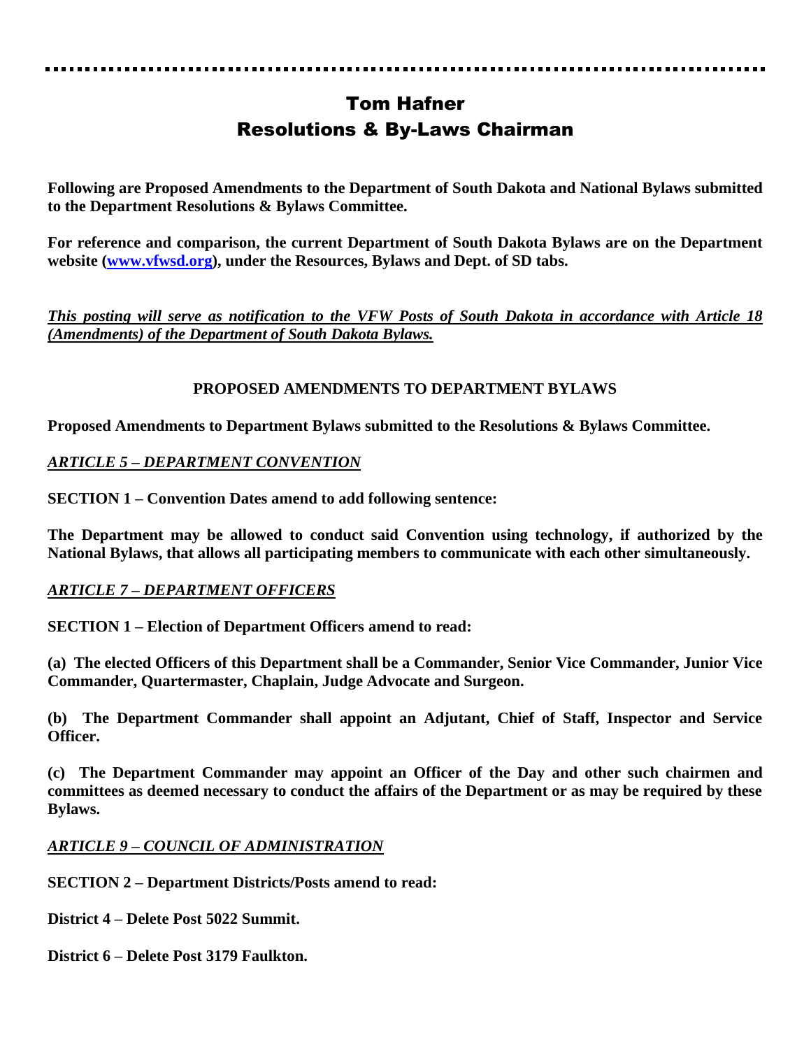# Tom Hafner
# Resolutions & By-Laws Chairman

**Following are Proposed Amendments to the Department of South Dakota and National Bylaws submitted to the Department Resolutions & Bylaws Committee.**

**For reference and comparison, the current Department of South Dakota Bylaws are on the Department website ([www.vfwsd.org](www.vfwsd.org)), under the Resources, Bylaws and Dept. of SD tabs.**

***This posting will serve as notification to the VFW Posts of South Dakota in accordance with Article 18 (Amendments) of the Department of South Dakota Bylaws.***

## PROPOSED AMENDMENTS TO DEPARTMENT BYLAWS

**Proposed Amendments to Department Bylaws submitted to the Resolutions & Bylaws Committee.**

***ARTICLE 5 – DEPARTMENT CONVENTION***

**SECTION 1 – Convention Dates amend to add following sentence:**

**The Department may be allowed to conduct said Convention using technology, if authorized by the National Bylaws, that allows all participating members to communicate with each other simultaneously.**

***ARTICLE 7 – DEPARTMENT OFFICERS***

**SECTION 1 – Election of Department Officers amend to read:**

**(a) The elected Officers of this Department shall be a Commander, Senior Vice Commander, Junior Vice Commander, Quartermaster, Chaplain, Judge Advocate and Surgeon.**

**(b) The Department Commander shall appoint an Adjutant, Chief of Staff, Inspector and Service Officer.**

**(c) The Department Commander may appoint an Officer of the Day and other such chairmen and committees as deemed necessary to conduct the affairs of the Department or as may be required by these Bylaws.**

***ARTICLE 9 – COUNCIL OF ADMINISTRATION***

**SECTION 2 – Department Districts/Posts amend to read:**

**District 4 – Delete Post 5022 Summit.**

**District 6 – Delete Post 3179 Faulkton.**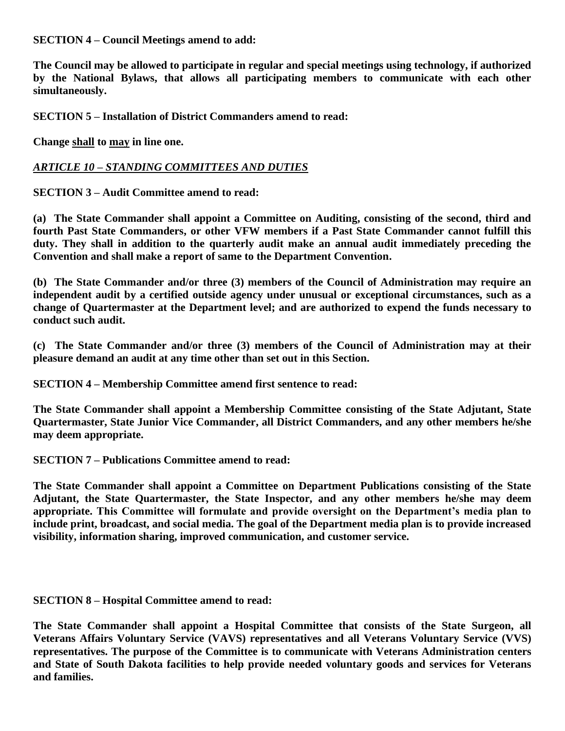**SECTION 4 – Council Meetings amend to add:**

**The Council may be allowed to participate in regular and special meetings using technology, if authorized by the National Bylaws, that allows all participating members to communicate with each other simultaneously.**

**SECTION 5 – Installation of District Commanders amend to read:**

**Change <u>shall</u> to <u>may</u> in line one.**

***<u>ARTICLE 10 – STANDING COMMITTEES AND DUTIES</u>***

**SECTION 3 – Audit Committee amend to read:**

**(a) The State Commander shall appoint a Committee on Auditing, consisting of the second, third and fourth Past State Commanders, or other VFW members if a Past State Commander cannot fulfill this duty. They shall in addition to the quarterly audit make an annual audit immediately preceding the Convention and shall make a report of same to the Department Convention.**

**(b) The State Commander and/or three (3) members of the Council of Administration may require an independent audit by a certified outside agency under unusual or exceptional circumstances, such as a change of Quartermaster at the Department level; and are authorized to expend the funds necessary to conduct such audit.**

**(c) The State Commander and/or three (3) members of the Council of Administration may at their pleasure demand an audit at any time other than set out in this Section.**

**SECTION 4 – Membership Committee amend first sentence to read:**

**The State Commander shall appoint a Membership Committee consisting of the State Adjutant, State Quartermaster, State Junior Vice Commander, all District Commanders, and any other members he/she may deem appropriate.**

**SECTION 7 – Publications Committee amend to read:**

**The State Commander shall appoint a Committee on Department Publications consisting of the State Adjutant, the State Quartermaster, the State Inspector, and any other members he/she may deem appropriate. This Committee will formulate and provide oversight on the Department's media plan to include print, broadcast, and social media. The goal of the Department media plan is to provide increased visibility, information sharing, improved communication, and customer service.**

**SECTION 8 – Hospital Committee amend to read:**

**The State Commander shall appoint a Hospital Committee that consists of the State Surgeon, all Veterans Affairs Voluntary Service (VAVS) representatives and all Veterans Voluntary Service (VVS) representatives. The purpose of the Committee is to communicate with Veterans Administration centers and State of South Dakota facilities to help provide needed voluntary goods and services for Veterans and families.**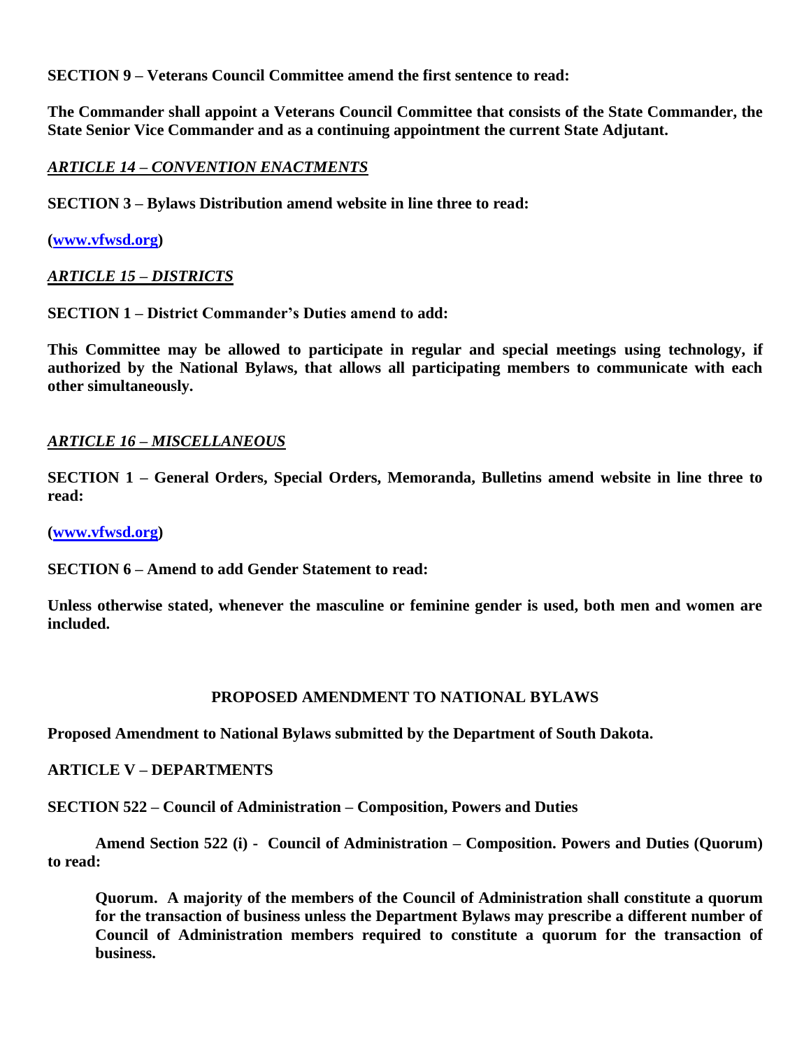**SECTION 9 – Veterans Council Committee amend the first sentence to read:**

**The Commander shall appoint a Veterans Council Committee that consists of the State Commander, the State Senior Vice Commander and as a continuing appointment the current State Adjutant.**

***ARTICLE 14 – CONVENTION ENACTMENTS***

**SECTION 3 – Bylaws Distribution amend website in line three to read:**

**([www.vfwsd.org](www.vfwsd.org))**

***ARTICLE 15 – DISTRICTS***

**SECTION 1 – District Commander's Duties amend to add:**

**This Committee may be allowed to participate in regular and special meetings using technology, if authorized by the National Bylaws, that allows all participating members to communicate with each other simultaneously.**

***ARTICLE 16 – MISCELLANEOUS***

**SECTION 1 – General Orders, Special Orders, Memoranda, Bulletins amend website in line three to read:**

**([www.vfwsd.org](www.vfwsd.org))**

**SECTION 6 – Amend to add Gender Statement to read:**

**Unless otherwise stated, whenever the masculine or feminine gender is used, both men and women are included.**

## PROPOSED AMENDMENT TO NATIONAL BYLAWS

**Proposed Amendment to National Bylaws submitted by the Department of South Dakota.**

**ARTICLE V – DEPARTMENTS**

**SECTION 522 – Council of Administration – Composition, Powers and Duties**

**Amend Section 522 (i) - Council of Administration – Composition. Powers and Duties (Quorum) to read:**

> **Quorum. A majority of the members of the Council of Administration shall constitute a quorum for the transaction of business unless the Department Bylaws may prescribe a different number of Council of Administration members required to constitute a quorum for the transaction of business.**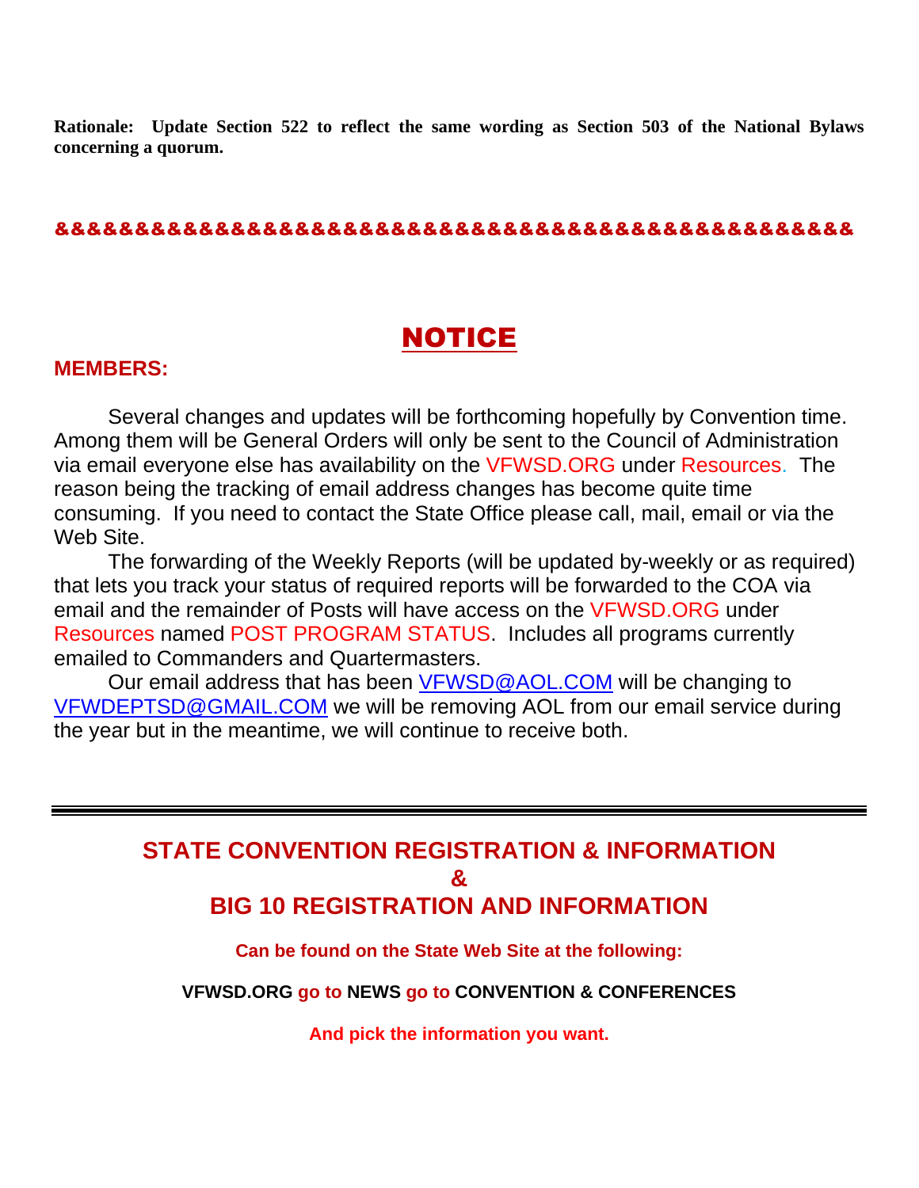**Rationale: Update Section 522 to reflect the same wording as Section 503 of the National Bylaws concerning a quorum.**

&&&&&&&&&&&&&&&&&&&&&&&&&&&&&&&&&&&&&&&&&&&&&&&&&&&&&&&&&&&&

# NOTICE

**MEMBERS:**

Several changes and updates will be forthcoming hopefully by Convention time. Among them will be General Orders will only be sent to the Council of Administration via email everyone else has availability on the VFWSD.ORG under Resources. The reason being the tracking of email address changes has become quite time consuming. If you need to contact the State Office please call, mail, email or via the Web Site.

The forwarding of the Weekly Reports (will be updated by-weekly or as required) that lets you track your status of required reports will be forwarded to the COA via email and the remainder of Posts will have access on the VFWSD.ORG under Resources named POST PROGRAM STATUS. Includes all programs currently emailed to Commanders and Quartermasters.

Our email address that has been VFWSD@AOL.COM will be changing to VFWDEPTSD@GMAIL.COM we will be removing AOL from our email service during the year but in the meantime, we will continue to receive both.

---

## STATE CONVENTION REGISTRATION & INFORMATION
## &
## BIG 10 REGISTRATION AND INFORMATION

**Can be found on the State Web Site at the following:**

**VFWSD.ORG go to NEWS go to CONVENTION & CONFERENCES**

**And pick the information you want.**